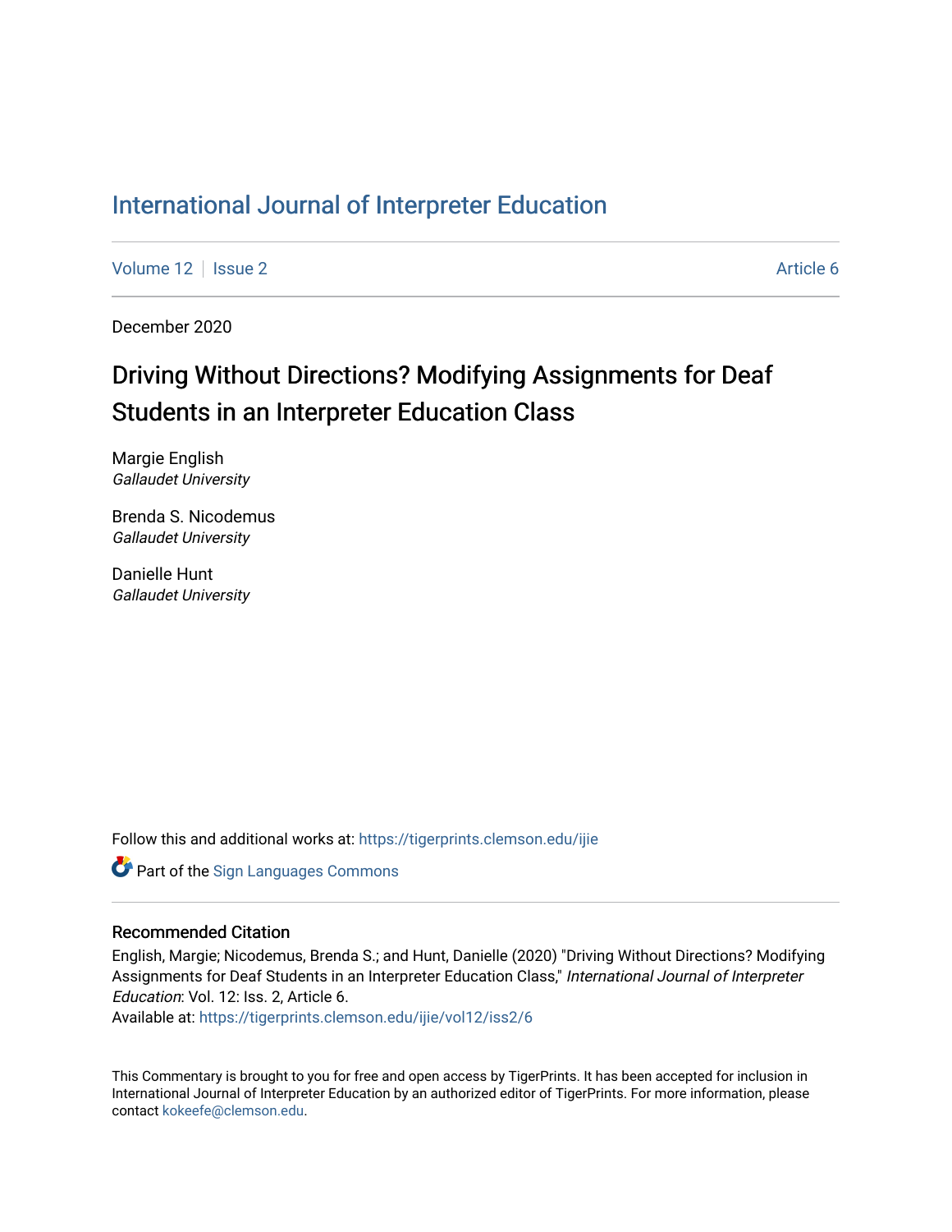International Journal of Interpreter Education

Volume 12 | Issue 2 | Article 6

December 2020

# Driving Without Directions? Modifying Assignments for Deaf Students in an Interpreter Education Class

Margie English
*Gallaudet University*

Brenda S. Nicodemus
*Gallaudet University*

Danielle Hunt
*Gallaudet University*

Follow this and additional works at: https://tigerprints.clemson.edu/ijie

Part of the Sign Languages Commons

## Recommended Citation

English, Margie; Nicodemus, Brenda S.; and Hunt, Danielle (2020) "Driving Without Directions? Modifying Assignments for Deaf Students in an Interpreter Education Class," *International Journal of Interpreter Education*: Vol. 12: Iss. 2, Article 6.
Available at: https://tigerprints.clemson.edu/ijie/vol12/iss2/6

This Commentary is brought to you for free and open access by TigerPrints. It has been accepted for inclusion in International Journal of Interpreter Education by an authorized editor of TigerPrints. For more information, please contact kokeefe@clemson.edu.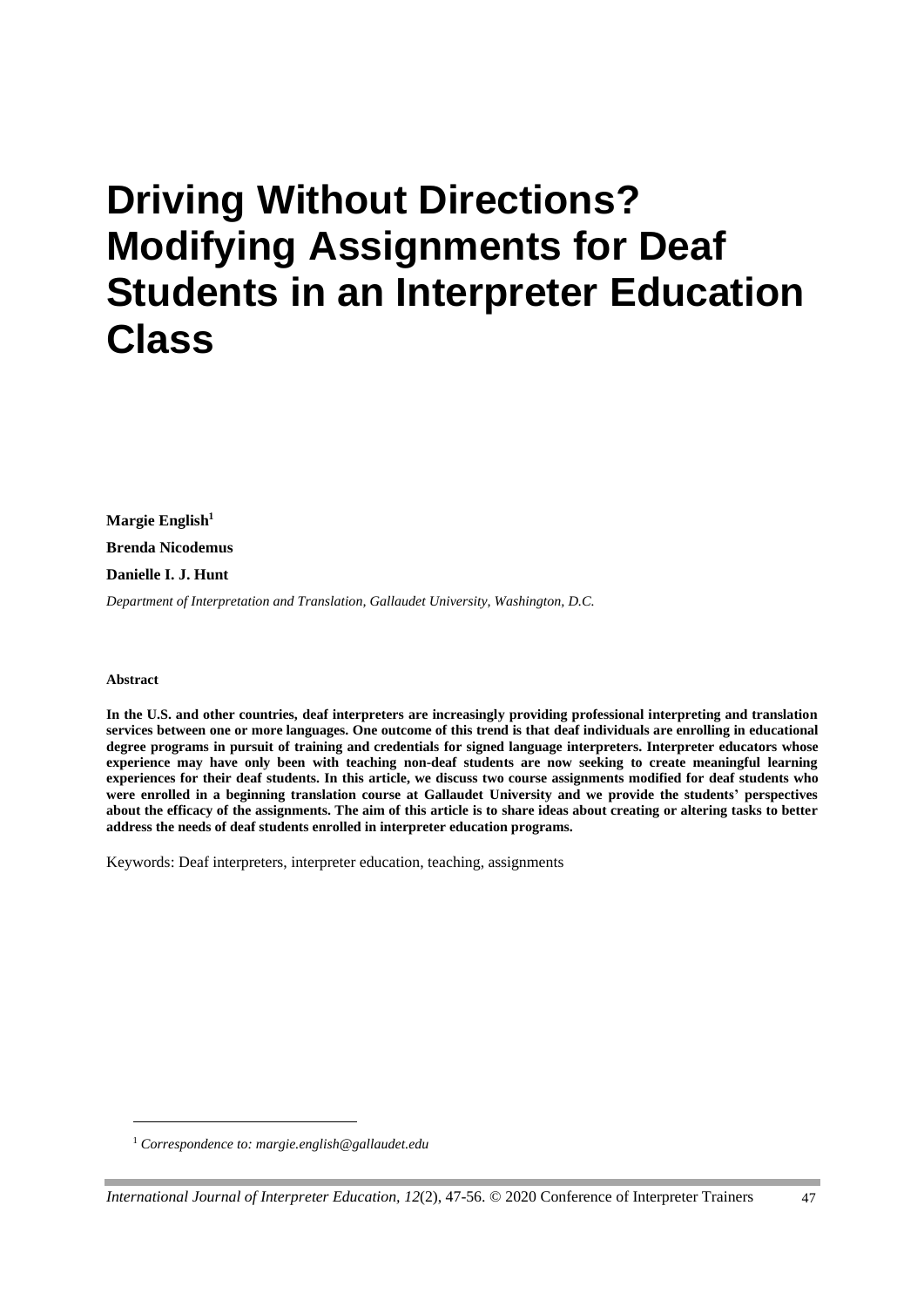# Driving Without Directions? Modifying Assignments for Deaf Students in an Interpreter Education Class

**Margie English**[1]

**Brenda Nicodemus**

**Danielle I. J. Hunt**

*Department of Interpretation and Translation, Gallaudet University, Washington, D.C.*

**Abstract**

**In the U.S. and other countries, deaf interpreters are increasingly providing professional interpreting and translation services between one or more languages. One outcome of this trend is that deaf individuals are enrolling in educational degree programs in pursuit of training and credentials for signed language interpreters. Interpreter educators whose experience may have only been with teaching non-deaf students are now seeking to create meaningful learning experiences for their deaf students. In this article, we discuss two course assignments modified for deaf students who were enrolled in a beginning translation course at Gallaudet University and we provide the students' perspectives about the efficacy of the assignments. The aim of this article is to share ideas about creating or altering tasks to better address the needs of deaf students enrolled in interpreter education programs.**

Keywords: Deaf interpreters, interpreter education, teaching, assignments

[1] *Correspondence to: margie.english@gallaudet.edu*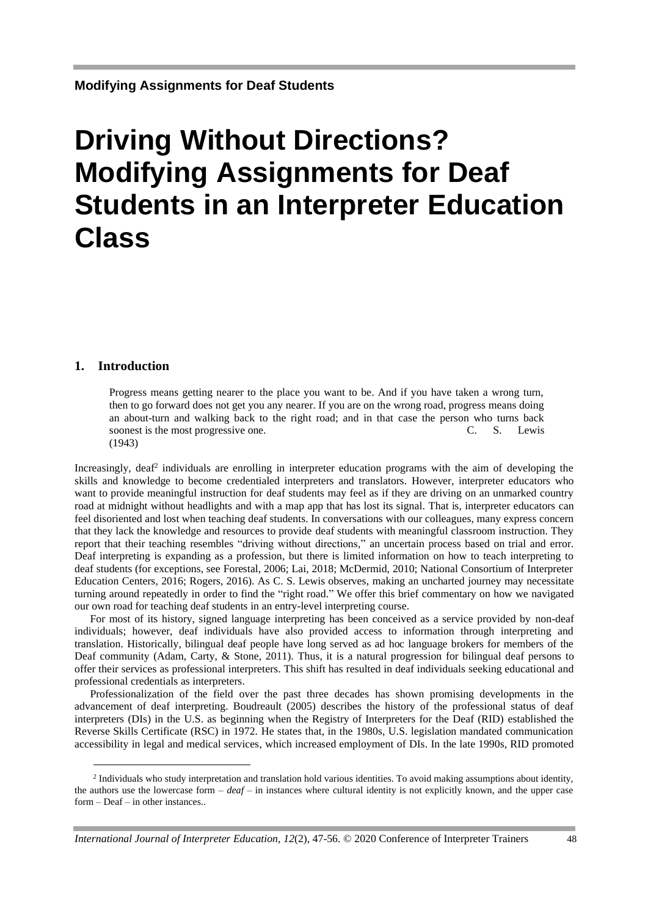# Driving Without Directions? Modifying Assignments for Deaf Students in an Interpreter Education Class

## 1. Introduction

> Progress means getting nearer to the place you want to be. And if you have taken a wrong turn, then to go forward does not get you any nearer. If you are on the wrong road, progress means doing an about-turn and walking back to the right road; and in that case the person who turns back soonest is the most progressive one. C. S. Lewis (1943)

Increasingly, deaf[2] individuals are enrolling in interpreter education programs with the aim of developing the skills and knowledge to become credentialed interpreters and translators. However, interpreter educators who want to provide meaningful instruction for deaf students may feel as if they are driving on an unmarked country road at midnight without headlights and with a map app that has lost its signal. That is, interpreter educators can feel disoriented and lost when teaching deaf students. In conversations with our colleagues, many express concern that they lack the knowledge and resources to provide deaf students with meaningful classroom instruction. They report that their teaching resembles "driving without directions," an uncertain process based on trial and error. Deaf interpreting is expanding as a profession, but there is limited information on how to teach interpreting to deaf students (for exceptions, see Forestal, 2006; Lai, 2018; McDermid, 2010; National Consortium of Interpreter Education Centers, 2016; Rogers, 2016). As C. S. Lewis observes, making an uncharted journey may necessitate turning around repeatedly in order to find the "right road." We offer this brief commentary on how we navigated our own road for teaching deaf students in an entry-level interpreting course.

For most of its history, signed language interpreting has been conceived as a service provided by non-deaf individuals; however, deaf individuals have also provided access to information through interpreting and translation. Historically, bilingual deaf people have long served as ad hoc language brokers for members of the Deaf community (Adam, Carty, & Stone, 2011). Thus, it is a natural progression for bilingual deaf persons to offer their services as professional interpreters. This shift has resulted in deaf individuals seeking educational and professional credentials as interpreters.

Professionalization of the field over the past three decades has shown promising developments in the advancement of deaf interpreting. Boudreault (2005) describes the history of the professional status of deaf interpreters (DIs) in the U.S. as beginning when the Registry of Interpreters for the Deaf (RID) established the Reverse Skills Certificate (RSC) in 1972. He states that, in the 1980s, U.S. legislation mandated communication accessibility in legal and medical services, which increased employment of DIs. In the late 1990s, RID promoted

[2] Individuals who study interpretation and translation hold various identities. To avoid making assumptions about identity, the authors use the lowercase form – *deaf* – in instances where cultural identity is not explicitly known, and the upper case form – Deaf – in other instances..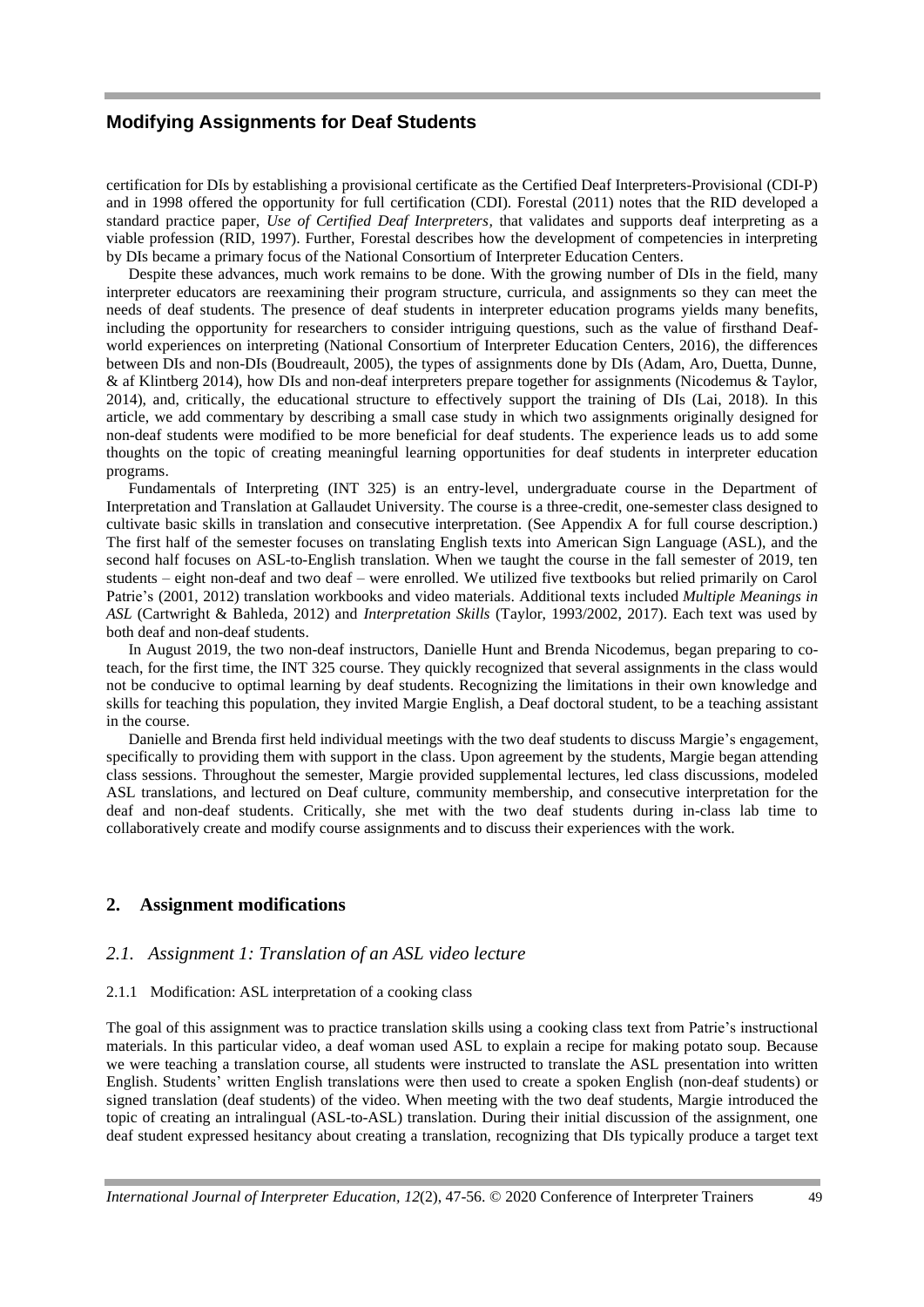certification for DIs by establishing a provisional certificate as the Certified Deaf Interpreters-Provisional (CDI-P) and in 1998 offered the opportunity for full certification (CDI). Forestal (2011) notes that the RID developed a standard practice paper, *Use of Certified Deaf Interpreters,* that validates and supports deaf interpreting as a viable profession (RID, 1997). Further, Forestal describes how the development of competencies in interpreting by DIs became a primary focus of the National Consortium of Interpreter Education Centers.

Despite these advances, much work remains to be done. With the growing number of DIs in the field, many interpreter educators are reexamining their program structure, curricula, and assignments so they can meet the needs of deaf students. The presence of deaf students in interpreter education programs yields many benefits, including the opportunity for researchers to consider intriguing questions, such as the value of firsthand Deaf-world experiences on interpreting (National Consortium of Interpreter Education Centers, 2016), the differences between DIs and non-DIs (Boudreault, 2005), the types of assignments done by DIs (Adam, Aro, Duetta, Dunne, & af Klintberg 2014), how DIs and non-deaf interpreters prepare together for assignments (Nicodemus & Taylor, 2014), and, critically, the educational structure to effectively support the training of DIs (Lai, 2018). In this article, we add commentary by describing a small case study in which two assignments originally designed for non-deaf students were modified to be more beneficial for deaf students. The experience leads us to add some thoughts on the topic of creating meaningful learning opportunities for deaf students in interpreter education programs.

Fundamentals of Interpreting (INT 325) is an entry-level, undergraduate course in the Department of Interpretation and Translation at Gallaudet University. The course is a three-credit, one-semester class designed to cultivate basic skills in translation and consecutive interpretation. (See Appendix A for full course description.) The first half of the semester focuses on translating English texts into American Sign Language (ASL), and the second half focuses on ASL-to-English translation. When we taught the course in the fall semester of 2019, ten students – eight non-deaf and two deaf – were enrolled. We utilized five textbooks but relied primarily on Carol Patrie's (2001, 2012) translation workbooks and video materials. Additional texts included *Multiple Meanings in ASL* (Cartwright & Bahleda, 2012) and *Interpretation Skills* (Taylor, 1993/2002, 2017). Each text was used by both deaf and non-deaf students.

In August 2019, the two non-deaf instructors, Danielle Hunt and Brenda Nicodemus, began preparing to co-teach, for the first time, the INT 325 course. They quickly recognized that several assignments in the class would not be conducive to optimal learning by deaf students. Recognizing the limitations in their own knowledge and skills for teaching this population, they invited Margie English, a Deaf doctoral student, to be a teaching assistant in the course.

Danielle and Brenda first held individual meetings with the two deaf students to discuss Margie's engagement, specifically to providing them with support in the class. Upon agreement by the students, Margie began attending class sessions. Throughout the semester, Margie provided supplemental lectures, led class discussions, modeled ASL translations, and lectured on Deaf culture, community membership, and consecutive interpretation for the deaf and non-deaf students. Critically, she met with the two deaf students during in-class lab time to collaboratively create and modify course assignments and to discuss their experiences with the work.

## 2. Assignment modifications

### 2.1. Assignment 1: Translation of an ASL video lecture

#### 2.1.1 Modification: ASL interpretation of a cooking class

The goal of this assignment was to practice translation skills using a cooking class text from Patrie's instructional materials. In this particular video, a deaf woman used ASL to explain a recipe for making potato soup. Because we were teaching a translation course, all students were instructed to translate the ASL presentation into written English. Students' written English translations were then used to create a spoken English (non-deaf students) or signed translation (deaf students) of the video. When meeting with the two deaf students, Margie introduced the topic of creating an intralingual (ASL-to-ASL) translation. During their initial discussion of the assignment, one deaf student expressed hesitancy about creating a translation, recognizing that DIs typically produce a target text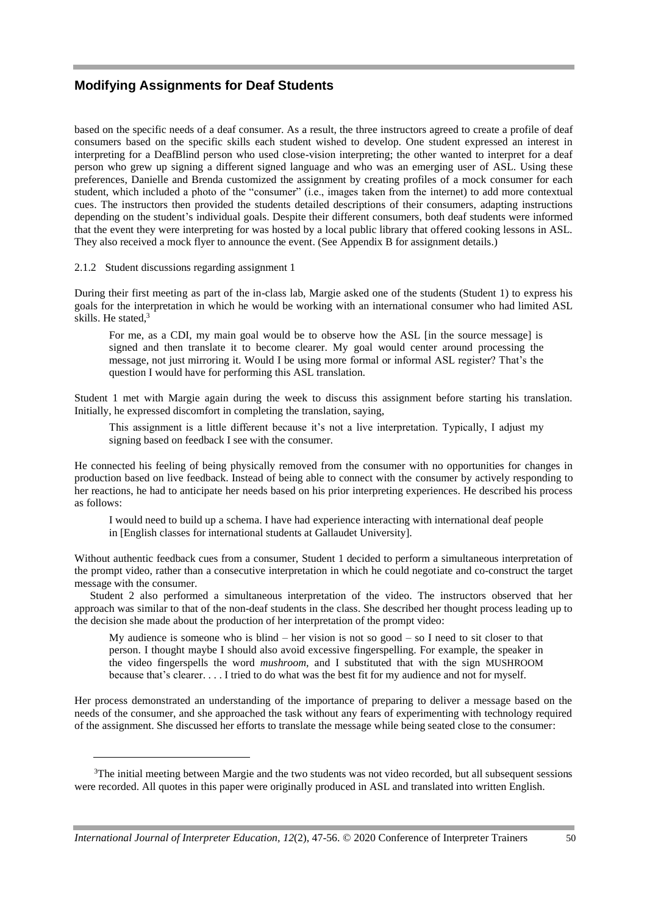based on the specific needs of a deaf consumer. As a result, the three instructors agreed to create a profile of deaf consumers based on the specific skills each student wished to develop. One student expressed an interest in interpreting for a DeafBlind person who used close-vision interpreting; the other wanted to interpret for a deaf person who grew up signing a different signed language and who was an emerging user of ASL. Using these preferences, Danielle and Brenda customized the assignment by creating profiles of a mock consumer for each student, which included a photo of the "consumer" (i.e., images taken from the internet) to add more contextual cues. The instructors then provided the students detailed descriptions of their consumers, adapting instructions depending on the student's individual goals. Despite their different consumers, both deaf students were informed that the event they were interpreting for was hosted by a local public library that offered cooking lessons in ASL. They also received a mock flyer to announce the event. (See Appendix B for assignment details.)

#### 2.1.2 Student discussions regarding assignment 1

During their first meeting as part of the in-class lab, Margie asked one of the students (Student 1) to express his goals for the interpretation in which he would be working with an international consumer who had limited ASL skills. He stated,[3]

> For me, as a CDI, my main goal would be to observe how the ASL [in the source message] is signed and then translate it to become clearer. My goal would center around processing the message, not just mirroring it. Would I be using more formal or informal ASL register? That's the question I would have for performing this ASL translation.

Student 1 met with Margie again during the week to discuss this assignment before starting his translation. Initially, he expressed discomfort in completing the translation, saying,

> This assignment is a little different because it's not a live interpretation. Typically, I adjust my signing based on feedback I see with the consumer.

He connected his feeling of being physically removed from the consumer with no opportunities for changes in production based on live feedback. Instead of being able to connect with the consumer by actively responding to her reactions, he had to anticipate her needs based on his prior interpreting experiences. He described his process as follows:

> I would need to build up a schema. I have had experience interacting with international deaf people in [English classes for international students at Gallaudet University].

Without authentic feedback cues from a consumer, Student 1 decided to perform a simultaneous interpretation of the prompt video, rather than a consecutive interpretation in which he could negotiate and co-construct the target message with the consumer.

Student 2 also performed a simultaneous interpretation of the video. The instructors observed that her approach was similar to that of the non-deaf students in the class. She described her thought process leading up to the decision she made about the production of her interpretation of the prompt video:

> My audience is someone who is blind – her vision is not so good – so I need to sit closer to that person. I thought maybe I should also avoid excessive fingerspelling. For example, the speaker in the video fingerspells the word *mushroom*, and I substituted that with the sign MUSHROOM because that's clearer. . . . I tried to do what was the best fit for my audience and not for myself.

Her process demonstrated an understanding of the importance of preparing to deliver a message based on the needs of the consumer, and she approached the task without any fears of experimenting with technology required of the assignment. She discussed her efforts to translate the message while being seated close to the consumer:

---

[3]The initial meeting between Margie and the two students was not video recorded, but all subsequent sessions were recorded. All quotes in this paper were originally produced in ASL and translated into written English.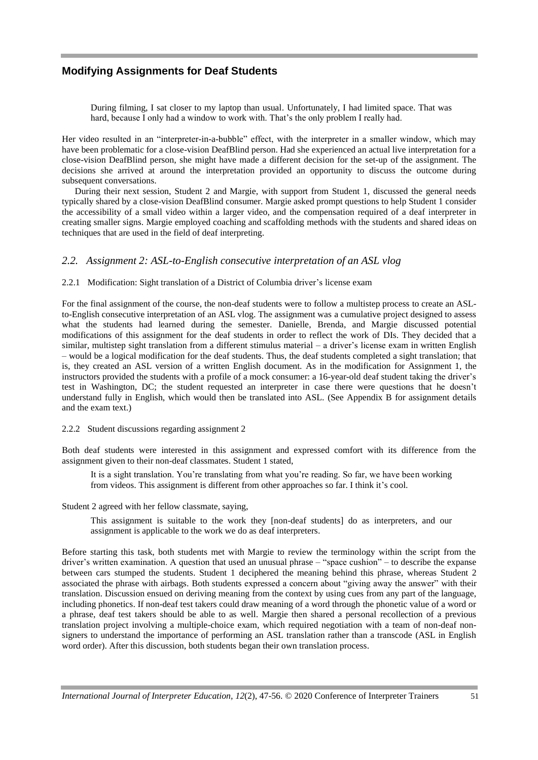During filming, I sat closer to my laptop than usual. Unfortunately, I had limited space. That was hard, because I only had a window to work with. That's the only problem I really had.

Her video resulted in an "interpreter-in-a-bubble" effect, with the interpreter in a smaller window, which may have been problematic for a close-vision DeafBlind person. Had she experienced an actual live interpretation for a close-vision DeafBlind person, she might have made a different decision for the set-up of the assignment. The decisions she arrived at around the interpretation provided an opportunity to discuss the outcome during subsequent conversations.

During their next session, Student 2 and Margie, with support from Student 1, discussed the general needs typically shared by a close-vision DeafBlind consumer. Margie asked prompt questions to help Student 1 consider the accessibility of a small video within a larger video, and the compensation required of a deaf interpreter in creating smaller signs. Margie employed coaching and scaffolding methods with the students and shared ideas on techniques that are used in the field of deaf interpreting.

### *2.2. Assignment 2: ASL-to-English consecutive interpretation of an ASL vlog*

#### 2.2.1 Modification: Sight translation of a District of Columbia driver's license exam

For the final assignment of the course, the non-deaf students were to follow a multistep process to create an ASL-to-English consecutive interpretation of an ASL vlog. The assignment was a cumulative project designed to assess what the students had learned during the semester. Danielle, Brenda, and Margie discussed potential modifications of this assignment for the deaf students in order to reflect the work of DIs. They decided that a similar, multistep sight translation from a different stimulus material – a driver's license exam in written English – would be a logical modification for the deaf students. Thus, the deaf students completed a sight translation; that is, they created an ASL version of a written English document. As in the modification for Assignment 1, the instructors provided the students with a profile of a mock consumer: a 16-year-old deaf student taking the driver's test in Washington, DC; the student requested an interpreter in case there were questions that he doesn't understand fully in English, which would then be translated into ASL. (See Appendix B for assignment details and the exam text.)

#### 2.2.2 Student discussions regarding assignment 2

Both deaf students were interested in this assignment and expressed comfort with its difference from the assignment given to their non-deaf classmates. Student 1 stated,

> It is a sight translation. You're translating from what you're reading. So far, we have been working from videos. This assignment is different from other approaches so far. I think it's cool.

Student 2 agreed with her fellow classmate, saying,

> This assignment is suitable to the work they [non-deaf students] do as interpreters, and our assignment is applicable to the work we do as deaf interpreters.

Before starting this task, both students met with Margie to review the terminology within the script from the driver's written examination. A question that used an unusual phrase – "space cushion" – to describe the expanse between cars stumped the students. Student 1 deciphered the meaning behind this phrase, whereas Student 2 associated the phrase with airbags. Both students expressed a concern about "giving away the answer" with their translation. Discussion ensued on deriving meaning from the context by using cues from any part of the language, including phonetics. If non-deaf test takers could draw meaning of a word through the phonetic value of a word or a phrase, deaf test takers should be able to as well. Margie then shared a personal recollection of a previous translation project involving a multiple-choice exam, which required negotiation with a team of non-deaf non-signers to understand the importance of performing an ASL translation rather than a transcode (ASL in English word order). After this discussion, both students began their own translation process.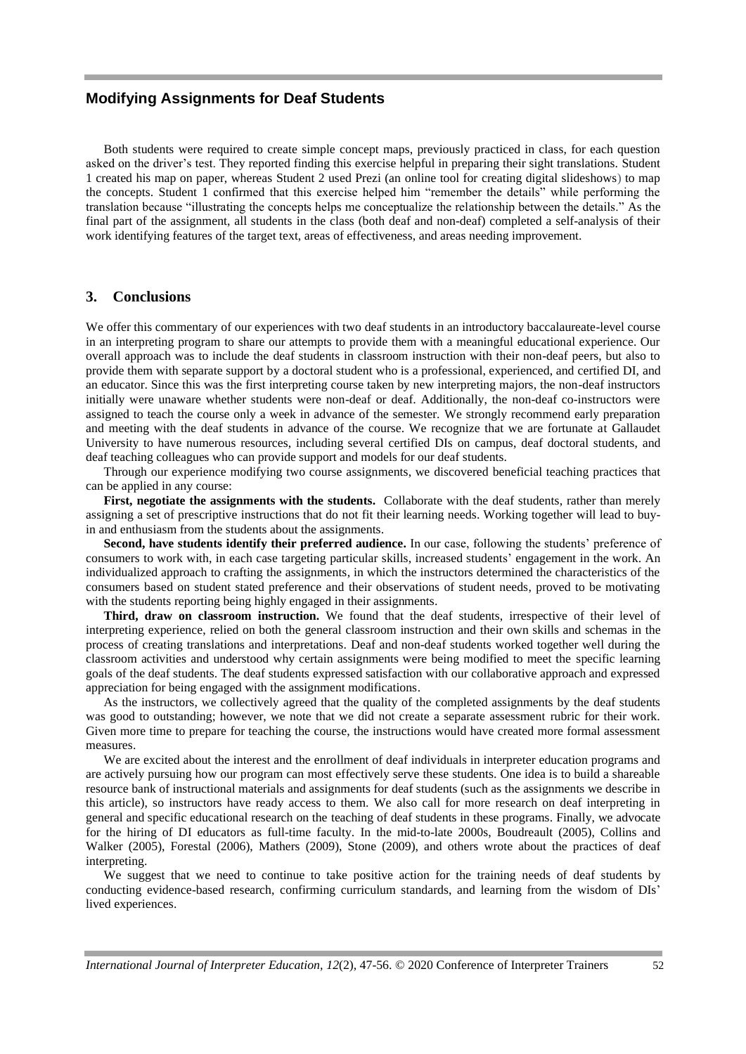## Modifying Assignments for Deaf Students

Both students were required to create simple concept maps, previously practiced in class, for each question asked on the driver's test. They reported finding this exercise helpful in preparing their sight translations. Student 1 created his map on paper, whereas Student 2 used Prezi (an online tool for creating digital slideshows) to map the concepts. Student 1 confirmed that this exercise helped him "remember the details" while performing the translation because "illustrating the concepts helps me conceptualize the relationship between the details." As the final part of the assignment, all students in the class (both deaf and non-deaf) completed a self-analysis of their work identifying features of the target text, areas of effectiveness, and areas needing improvement.

## 3. Conclusions

We offer this commentary of our experiences with two deaf students in an introductory baccalaureate-level course in an interpreting program to share our attempts to provide them with a meaningful educational experience. Our overall approach was to include the deaf students in classroom instruction with their non-deaf peers, but also to provide them with separate support by a doctoral student who is a professional, experienced, and certified DI, and an educator. Since this was the first interpreting course taken by new interpreting majors, the non-deaf instructors initially were unaware whether students were non-deaf or deaf. Additionally, the non-deaf co-instructors were assigned to teach the course only a week in advance of the semester. We strongly recommend early preparation and meeting with the deaf students in advance of the course. We recognize that we are fortunate at Gallaudet University to have numerous resources, including several certified DIs on campus, deaf doctoral students, and deaf teaching colleagues who can provide support and models for our deaf students.

Through our experience modifying two course assignments, we discovered beneficial teaching practices that can be applied in any course:

**First, negotiate the assignments with the students.** Collaborate with the deaf students, rather than merely assigning a set of prescriptive instructions that do not fit their learning needs. Working together will lead to buy-in and enthusiasm from the students about the assignments.

**Second, have students identify their preferred audience.** In our case, following the students' preference of consumers to work with, in each case targeting particular skills, increased students' engagement in the work. An individualized approach to crafting the assignments, in which the instructors determined the characteristics of the consumers based on student stated preference and their observations of student needs, proved to be motivating with the students reporting being highly engaged in their assignments.

**Third, draw on classroom instruction.** We found that the deaf students, irrespective of their level of interpreting experience, relied on both the general classroom instruction and their own skills and schemas in the process of creating translations and interpretations. Deaf and non-deaf students worked together well during the classroom activities and understood why certain assignments were being modified to meet the specific learning goals of the deaf students. The deaf students expressed satisfaction with our collaborative approach and expressed appreciation for being engaged with the assignment modifications.

As the instructors, we collectively agreed that the quality of the completed assignments by the deaf students was good to outstanding; however, we note that we did not create a separate assessment rubric for their work. Given more time to prepare for teaching the course, the instructions would have created more formal assessment measures.

We are excited about the interest and the enrollment of deaf individuals in interpreter education programs and are actively pursuing how our program can most effectively serve these students. One idea is to build a shareable resource bank of instructional materials and assignments for deaf students (such as the assignments we describe in this article), so instructors have ready access to them. We also call for more research on deaf interpreting in general and specific educational research on the teaching of deaf students in these programs. Finally, we advocate for the hiring of DI educators as full-time faculty. In the mid-to-late 2000s, Boudreault (2005), Collins and Walker (2005), Forestal (2006), Mathers (2009), Stone (2009), and others wrote about the practices of deaf interpreting.

We suggest that we need to continue to take positive action for the training needs of deaf students by conducting evidence-based research, confirming curriculum standards, and learning from the wisdom of DIs' lived experiences.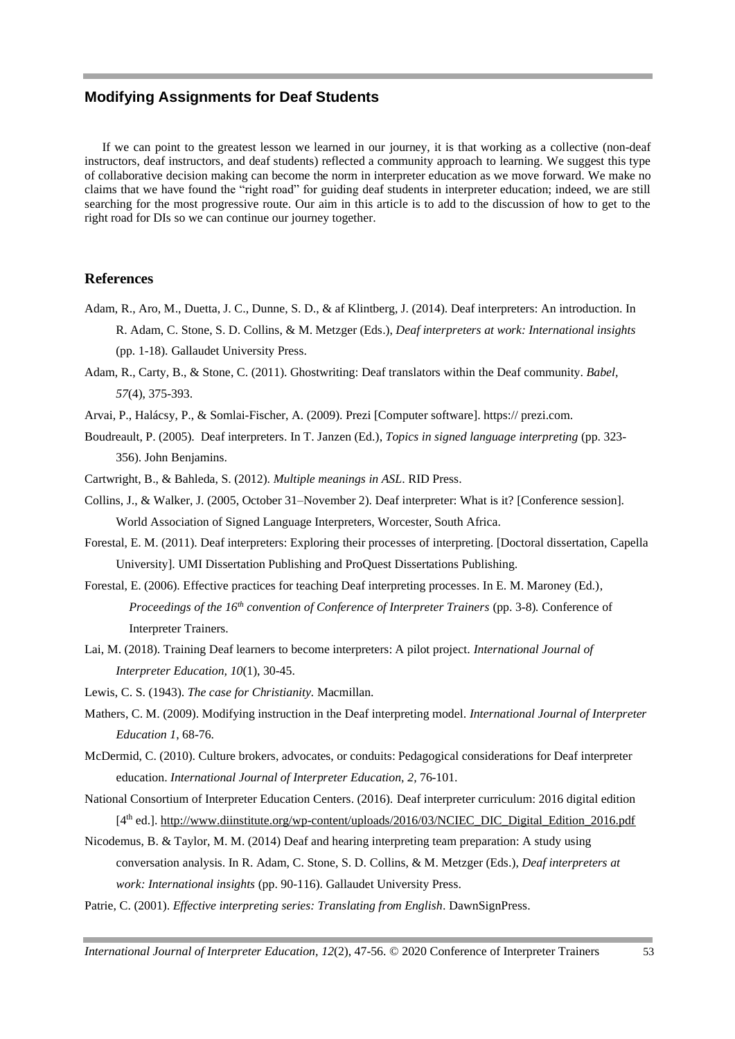## Modifying Assignments for Deaf Students

If we can point to the greatest lesson we learned in our journey, it is that working as a collective (non-deaf instructors, deaf instructors, and deaf students) reflected a community approach to learning. We suggest this type of collaborative decision making can become the norm in interpreter education as we move forward. We make no claims that we have found the "right road" for guiding deaf students in interpreter education; indeed, we are still searching for the most progressive route. Our aim in this article is to add to the discussion of how to get to the right road for DIs so we can continue our journey together.

## References

Adam, R., Aro, M., Duetta, J. C., Dunne, S. D., & af Klintberg, J. (2014). Deaf interpreters: An introduction. In R. Adam, C. Stone, S. D. Collins, & M. Metzger (Eds.), *Deaf interpreters at work: International insights* (pp. 1-18). Gallaudet University Press.

Adam, R., Carty, B., & Stone, C. (2011). Ghostwriting: Deaf translators within the Deaf community. *Babel, 57*(4), 375-393.

Arvai, P., Halácsy, P., & Somlai-Fischer, A. (2009). Prezi [Computer software]. https:// prezi.com.

Boudreault, P. (2005). Deaf interpreters. In T. Janzen (Ed.), *Topics in signed language interpreting* (pp. 323-356). John Benjamins.

Cartwright, B., & Bahleda, S. (2012). *Multiple meanings in ASL*. RID Press.

Collins, J., & Walker, J. (2005, October 31–November 2). Deaf interpreter: What is it? [Conference session]. World Association of Signed Language Interpreters, Worcester, South Africa.

Forestal, E. M. (2011). Deaf interpreters: Exploring their processes of interpreting. [Doctoral dissertation, Capella University]. UMI Dissertation Publishing and ProQuest Dissertations Publishing.

Forestal, E. (2006). Effective practices for teaching Deaf interpreting processes. In E. M. Maroney (Ed.), *Proceedings of the 16th convention of Conference of Interpreter Trainers* (pp. 3-8). Conference of Interpreter Trainers.

Lai, M. (2018). Training Deaf learners to become interpreters: A pilot project. *International Journal of Interpreter Education, 10*(1), 30-45.

Lewis, C. S. (1943). *The case for Christianity.* Macmillan.

Mathers, C. M. (2009). Modifying instruction in the Deaf interpreting model. *International Journal of Interpreter Education 1*, 68-76.

McDermid, C. (2010). Culture brokers, advocates, or conduits: Pedagogical considerations for Deaf interpreter education. *International Journal of Interpreter Education, 2,* 76-101.

National Consortium of Interpreter Education Centers. (2016). Deaf interpreter curriculum: 2016 digital edition [4th ed.]. http://www.diinstitute.org/wp-content/uploads/2016/03/NCIEC_DIC_Digital_Edition_2016.pdf

Nicodemus, B. & Taylor, M. M. (2014) Deaf and hearing interpreting team preparation: A study using conversation analysis. In R. Adam, C. Stone, S. D. Collins, & M. Metzger (Eds.), *Deaf interpreters at work: International insights* (pp. 90-116). Gallaudet University Press.

Patrie, C. (2001). *Effective interpreting series: Translating from English*. DawnSignPress.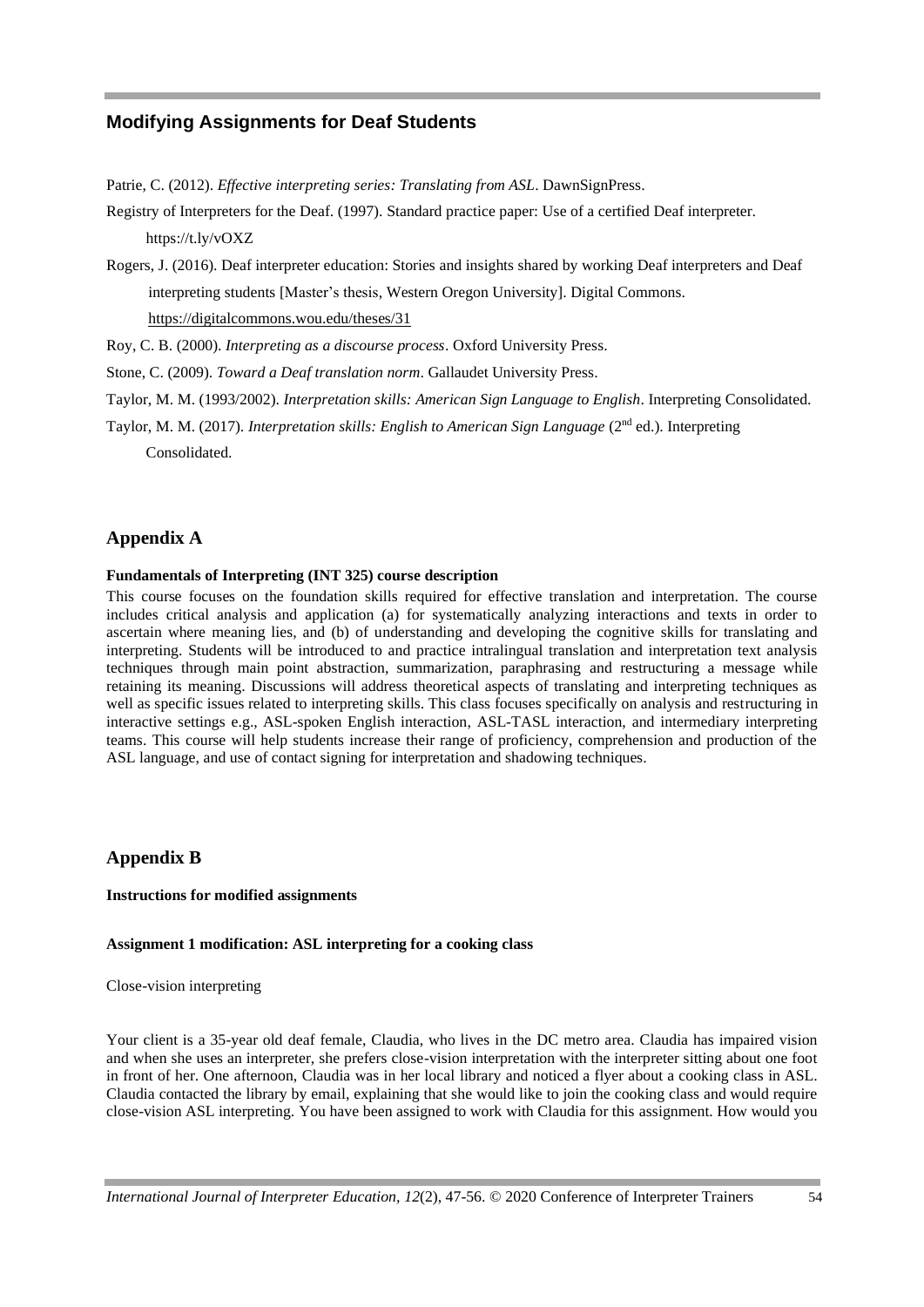Patrie, C. (2012). *Effective interpreting series: Translating from ASL*. DawnSignPress.

Registry of Interpreters for the Deaf. (1997). Standard practice paper: Use of a certified Deaf interpreter. https://t.ly/vOXZ

Rogers, J. (2016). Deaf interpreter education: Stories and insights shared by working Deaf interpreters and Deaf interpreting students [Master's thesis, Western Oregon University]. Digital Commons. https://digitalcommons.wou.edu/theses/31

Roy, C. B. (2000). *Interpreting as a discourse process*. Oxford University Press.

Stone, C. (2009). *Toward a Deaf translation norm*. Gallaudet University Press.

Taylor, M. M. (1993/2002). *Interpretation skills: American Sign Language to English*. Interpreting Consolidated.

Taylor, M. M. (2017). *Interpretation skills: English to American Sign Language* (2nd ed.). Interpreting Consolidated.

## Appendix A

**Fundamentals of Interpreting (INT 325) course description**

This course focuses on the foundation skills required for effective translation and interpretation. The course includes critical analysis and application (a) for systematically analyzing interactions and texts in order to ascertain where meaning lies, and (b) of understanding and developing the cognitive skills for translating and interpreting. Students will be introduced to and practice intralingual translation and interpretation text analysis techniques through main point abstraction, summarization, paraphrasing and restructuring a message while retaining its meaning. Discussions will address theoretical aspects of translating and interpreting techniques as well as specific issues related to interpreting skills. This class focuses specifically on analysis and restructuring in interactive settings e.g., ASL-spoken English interaction, ASL-TASL interaction, and intermediary interpreting teams. This course will help students increase their range of proficiency, comprehension and production of the ASL language, and use of contact signing for interpretation and shadowing techniques.

## Appendix B

**Instructions for modified assignments**

**Assignment 1 modification: ASL interpreting for a cooking class**

Close-vision interpreting

Your client is a 35-year old deaf female, Claudia, who lives in the DC metro area. Claudia has impaired vision and when she uses an interpreter, she prefers close-vision interpretation with the interpreter sitting about one foot in front of her. One afternoon, Claudia was in her local library and noticed a flyer about a cooking class in ASL. Claudia contacted the library by email, explaining that she would like to join the cooking class and would require close-vision ASL interpreting. You have been assigned to work with Claudia for this assignment. How would you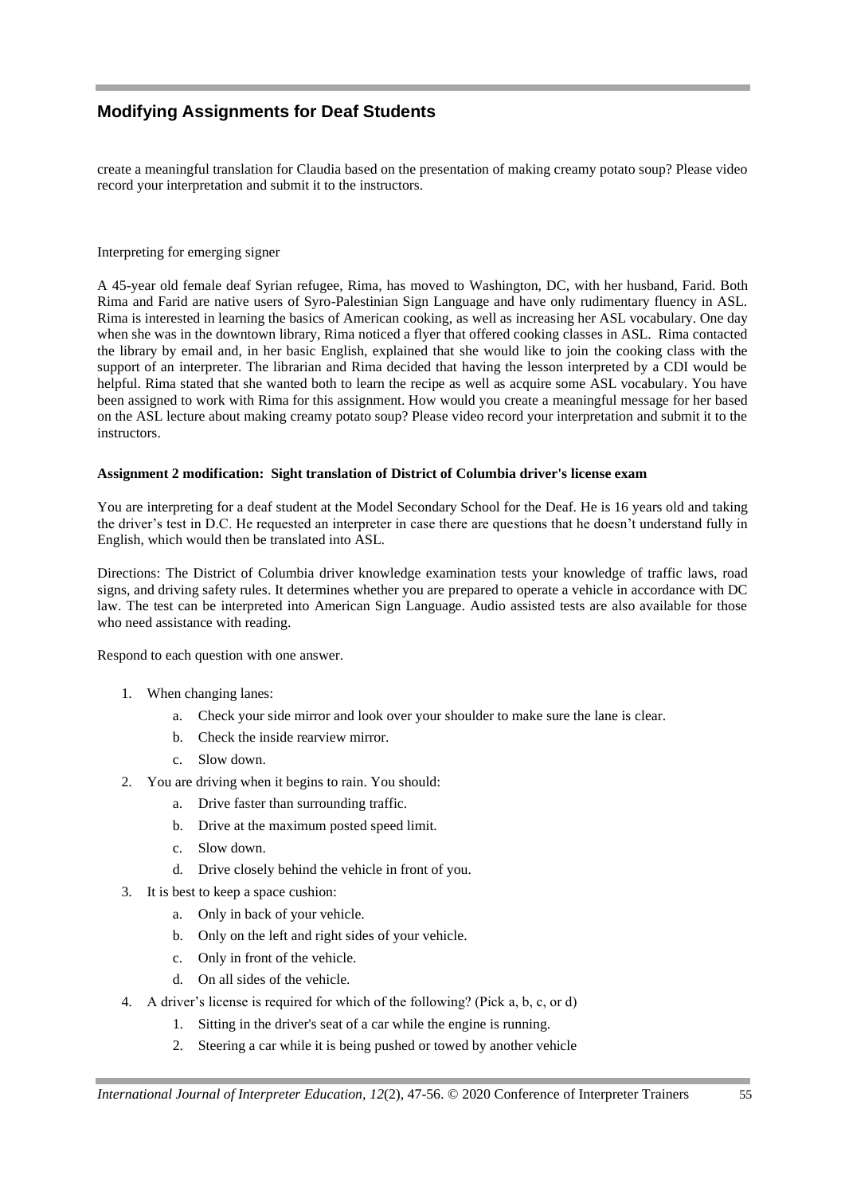create a meaningful translation for Claudia based on the presentation of making creamy potato soup? Please video record your interpretation and submit it to the instructors.

Interpreting for emerging signer

A 45-year old female deaf Syrian refugee, Rima, has moved to Washington, DC, with her husband, Farid. Both Rima and Farid are native users of Syro-Palestinian Sign Language and have only rudimentary fluency in ASL. Rima is interested in learning the basics of American cooking, as well as increasing her ASL vocabulary. One day when she was in the downtown library, Rima noticed a flyer that offered cooking classes in ASL. Rima contacted the library by email and, in her basic English, explained that she would like to join the cooking class with the support of an interpreter. The librarian and Rima decided that having the lesson interpreted by a CDI would be helpful. Rima stated that she wanted both to learn the recipe as well as acquire some ASL vocabulary. You have been assigned to work with Rima for this assignment. How would you create a meaningful message for her based on the ASL lecture about making creamy potato soup? Please video record your interpretation and submit it to the instructors.

**Assignment 2 modification: Sight translation of District of Columbia driver's license exam**

You are interpreting for a deaf student at the Model Secondary School for the Deaf. He is 16 years old and taking the driver's test in D.C. He requested an interpreter in case there are questions that he doesn't understand fully in English, which would then be translated into ASL.

Directions: The District of Columbia driver knowledge examination tests your knowledge of traffic laws, road signs, and driving safety rules. It determines whether you are prepared to operate a vehicle in accordance with DC law. The test can be interpreted into American Sign Language. Audio assisted tests are also available for those who need assistance with reading.

Respond to each question with one answer.

1. When changing lanes:
   a. Check your side mirror and look over your shoulder to make sure the lane is clear.
   b. Check the inside rearview mirror.
   c. Slow down.
2. You are driving when it begins to rain. You should:
   a. Drive faster than surrounding traffic.
   b. Drive at the maximum posted speed limit.
   c. Slow down.
   d. Drive closely behind the vehicle in front of you.
3. It is best to keep a space cushion:
   a. Only in back of your vehicle.
   b. Only on the left and right sides of your vehicle.
   c. Only in front of the vehicle.
   d. On all sides of the vehicle.
4. A driver's license is required for which of the following? (Pick a, b, c, or d)
   1. Sitting in the driver's seat of a car while the engine is running.
   2. Steering a car while it is being pushed or towed by another vehicle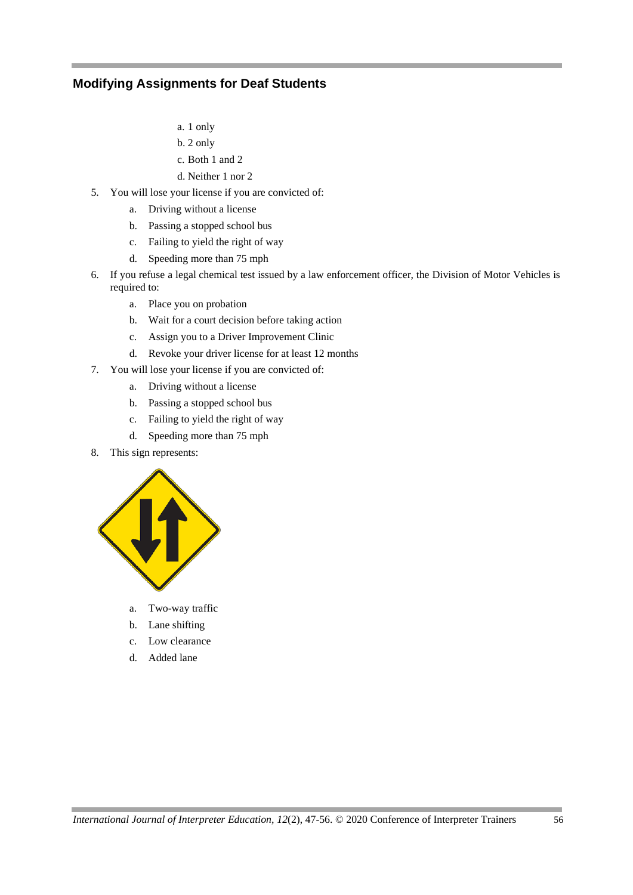a. 1 only
b. 2 only
c. Both 1 and 2
d. Neither 1 nor 2

5. You will lose your license if you are convicted of:
   a. Driving without a license
   b. Passing a stopped school bus
   c. Failing to yield the right of way
   d. Speeding more than 75 mph
6. If you refuse a legal chemical test issued by a law enforcement officer, the Division of Motor Vehicles is required to:
   a. Place you on probation
   b. Wait for a court decision before taking action
   c. Assign you to a Driver Improvement Clinic
   d. Revoke your driver license for at least 12 months
7. You will lose your license if you are convicted of:
   a. Driving without a license
   b. Passing a stopped school bus
   c. Failing to yield the right of way
   d. Speeding more than 75 mph
8. This sign represents:
   a. Two-way traffic
   b. Lane shifting
   c. Low clearance
   d. Added lane